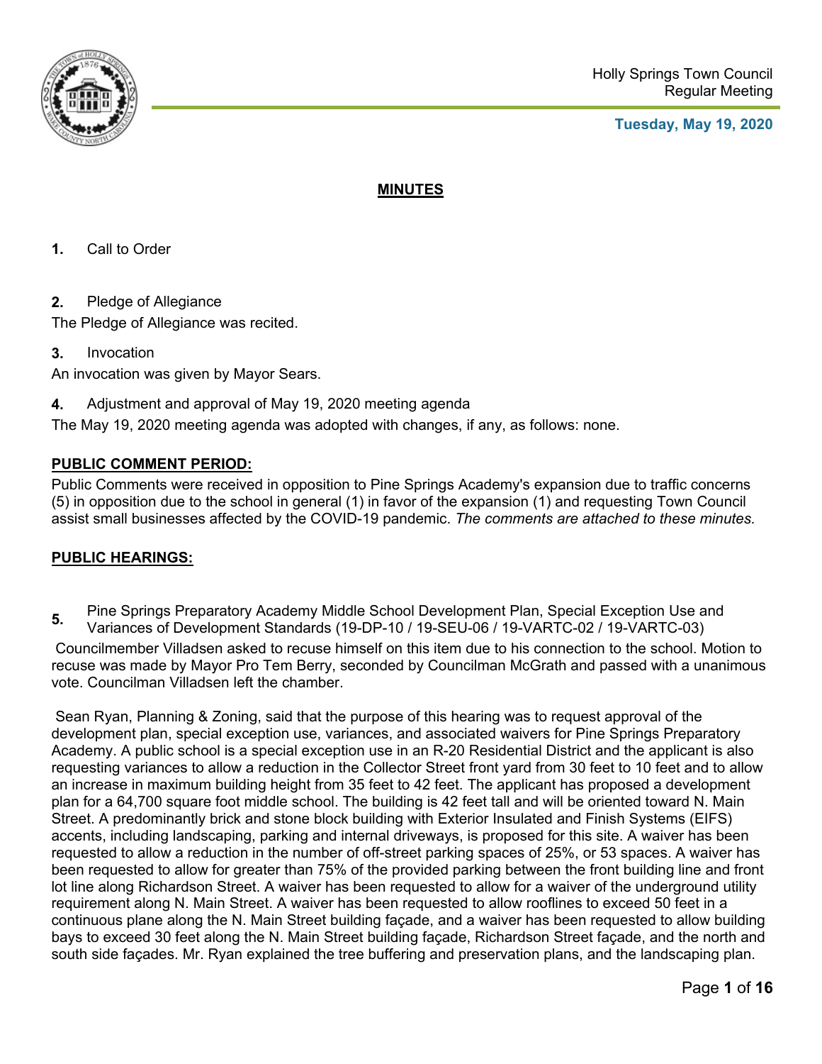Holly Springs Town Council
Regular Meeting

**Tuesday, May 19, 2020**

## MINUTES

**1.** Call to Order

**2.** Pledge of Allegiance

The Pledge of Allegiance was recited.

**3.** Invocation

An invocation was given by Mayor Sears.

**4.** Adjustment and approval of May 19, 2020 meeting agenda

The May 19, 2020 meeting agenda was adopted with changes, if any, as follows: none.

**PUBLIC COMMENT PERIOD:**

Public Comments were received in opposition to Pine Springs Academy's expansion due to traffic concerns (5) in opposition due to the school in general (1) in favor of the expansion (1) and requesting Town Council assist small businesses affected by the COVID-19 pandemic. *The comments are attached to these minutes.*

**PUBLIC HEARINGS:**

**5.** Pine Springs Preparatory Academy Middle School Development Plan, Special Exception Use and Variances of Development Standards (19-DP-10 / 19-SEU-06 / 19-VARTC-02 / 19-VARTC-03)

Councilmember Villadsen asked to recuse himself on this item due to his connection to the school. Motion to recuse was made by Mayor Pro Tem Berry, seconded by Councilman McGrath and passed with a unanimous vote. Councilman Villadsen left the chamber.

Sean Ryan, Planning & Zoning, said that the purpose of this hearing was to request approval of the development plan, special exception use, variances, and associated waivers for Pine Springs Preparatory Academy. A public school is a special exception use in an R-20 Residential District and the applicant is also requesting variances to allow a reduction in the Collector Street front yard from 30 feet to 10 feet and to allow an increase in maximum building height from 35 feet to 42 feet. The applicant has proposed a development plan for a 64,700 square foot middle school. The building is 42 feet tall and will be oriented toward N. Main Street. A predominantly brick and stone block building with Exterior Insulated and Finish Systems (EIFS) accents, including landscaping, parking and internal driveways, is proposed for this site. A waiver has been requested to allow a reduction in the number of off-street parking spaces of 25%, or 53 spaces. A waiver has been requested to allow for greater than 75% of the provided parking between the front building line and front lot line along Richardson Street. A waiver has been requested to allow for a waiver of the underground utility requirement along N. Main Street. A waiver has been requested to allow rooflines to exceed 50 feet in a continuous plane along the N. Main Street building façade, and a waiver has been requested to allow building bays to exceed 30 feet along the N. Main Street building façade, Richardson Street façade, and the north and south side façades. Mr. Ryan explained the tree buffering and preservation plans, and the landscaping plan.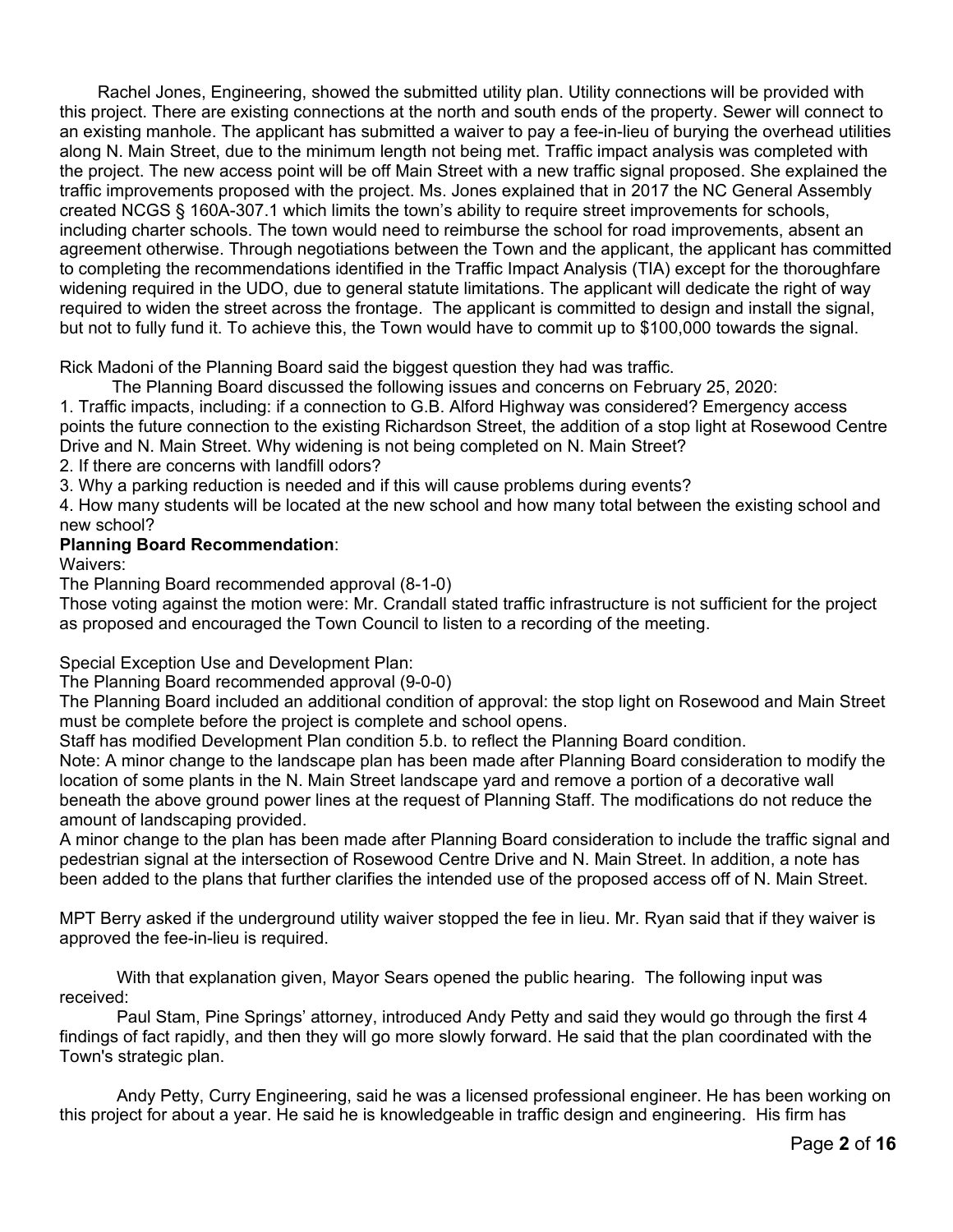Rachel Jones, Engineering, showed the submitted utility plan. Utility connections will be provided with this project. There are existing connections at the north and south ends of the property. Sewer will connect to an existing manhole. The applicant has submitted a waiver to pay a fee-in-lieu of burying the overhead utilities along N. Main Street, due to the minimum length not being met. Traffic impact analysis was completed with the project. The new access point will be off Main Street with a new traffic signal proposed. She explained the traffic improvements proposed with the project. Ms. Jones explained that in 2017 the NC General Assembly created NCGS § 160A-307.1 which limits the town's ability to require street improvements for schools, including charter schools. The town would need to reimburse the school for road improvements, absent an agreement otherwise. Through negotiations between the Town and the applicant, the applicant has committed to completing the recommendations identified in the Traffic Impact Analysis (TIA) except for the thoroughfare widening required in the UDO, due to general statute limitations. The applicant will dedicate the right of way required to widen the street across the frontage. The applicant is committed to design and install the signal, but not to fully fund it. To achieve this, the Town would have to commit up to $100,000 towards the signal.

Rick Madoni of the Planning Board said the biggest question they had was traffic.

The Planning Board discussed the following issues and concerns on February 25, 2020:

1. Traffic impacts, including: if a connection to G.B. Alford Highway was considered? Emergency access points the future connection to the existing Richardson Street, the addition of a stop light at Rosewood Centre Drive and N. Main Street. Why widening is not being completed on N. Main Street?
2. If there are concerns with landfill odors?
3. Why a parking reduction is needed and if this will cause problems during events?
4. How many students will be located at the new school and how many total between the existing school and new school?

**Planning Board Recommendation**:

Waivers:

The Planning Board recommended approval (8-1-0)

Those voting against the motion were: Mr. Crandall stated traffic infrastructure is not sufficient for the project as proposed and encouraged the Town Council to listen to a recording of the meeting.

Special Exception Use and Development Plan:

The Planning Board recommended approval (9-0-0)

The Planning Board included an additional condition of approval: the stop light on Rosewood and Main Street must be complete before the project is complete and school opens.

Staff has modified Development Plan condition 5.b. to reflect the Planning Board condition.

Note: A minor change to the landscape plan has been made after Planning Board consideration to modify the location of some plants in the N. Main Street landscape yard and remove a portion of a decorative wall beneath the above ground power lines at the request of Planning Staff. The modifications do not reduce the amount of landscaping provided.

A minor change to the plan has been made after Planning Board consideration to include the traffic signal and pedestrian signal at the intersection of Rosewood Centre Drive and N. Main Street. In addition, a note has been added to the plans that further clarifies the intended use of the proposed access off of N. Main Street.

MPT Berry asked if the underground utility waiver stopped the fee in lieu. Mr. Ryan said that if they waiver is approved the fee-in-lieu is required.

With that explanation given, Mayor Sears opened the public hearing. The following input was received:

Paul Stam, Pine Springs' attorney, introduced Andy Petty and said they would go through the first 4 findings of fact rapidly, and then they will go more slowly forward. He said that the plan coordinated with the Town's strategic plan.

Andy Petty, Curry Engineering, said he was a licensed professional engineer. He has been working on this project for about a year. He said he is knowledgeable in traffic design and engineering. His firm has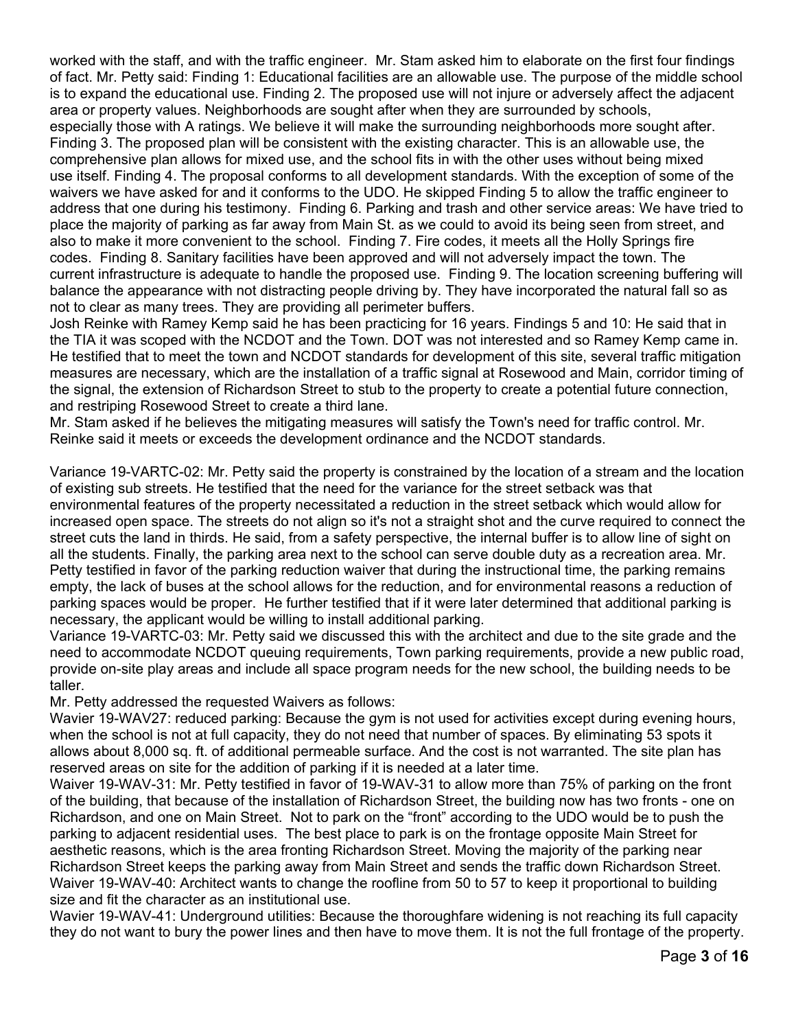worked with the staff, and with the traffic engineer. Mr. Stam asked him to elaborate on the first four findings of fact. Mr. Petty said: Finding 1: Educational facilities are an allowable use. The purpose of the middle school is to expand the educational use. Finding 2. The proposed use will not injure or adversely affect the adjacent area or property values. Neighborhoods are sought after when they are surrounded by schools, especially those with A ratings. We believe it will make the surrounding neighborhoods more sought after. Finding 3. The proposed plan will be consistent with the existing character. This is an allowable use, the comprehensive plan allows for mixed use, and the school fits in with the other uses without being mixed use itself. Finding 4. The proposal conforms to all development standards. With the exception of some of the waivers we have asked for and it conforms to the UDO. He skipped Finding 5 to allow the traffic engineer to address that one during his testimony. Finding 6. Parking and trash and other service areas: We have tried to place the majority of parking as far away from Main St. as we could to avoid its being seen from street, and also to make it more convenient to the school. Finding 7. Fire codes, it meets all the Holly Springs fire codes. Finding 8. Sanitary facilities have been approved and will not adversely impact the town. The current infrastructure is adequate to handle the proposed use. Finding 9. The location screening buffering will balance the appearance with not distracting people driving by. They have incorporated the natural fall so as not to clear as many trees. They are providing all perimeter buffers.

Josh Reinke with Ramey Kemp said he has been practicing for 16 years. Findings 5 and 10: He said that in the TIA it was scoped with the NCDOT and the Town. DOT was not interested and so Ramey Kemp came in. He testified that to meet the town and NCDOT standards for development of this site, several traffic mitigation measures are necessary, which are the installation of a traffic signal at Rosewood and Main, corridor timing of the signal, the extension of Richardson Street to stub to the property to create a potential future connection, and restriping Rosewood Street to create a third lane.

Mr. Stam asked if he believes the mitigating measures will satisfy the Town's need for traffic control. Mr. Reinke said it meets or exceeds the development ordinance and the NCDOT standards.

Variance 19-VARTC-02: Mr. Petty said the property is constrained by the location of a stream and the location of existing sub streets. He testified that the need for the variance for the street setback was that environmental features of the property necessitated a reduction in the street setback which would allow for increased open space. The streets do not align so it's not a straight shot and the curve required to connect the street cuts the land in thirds. He said, from a safety perspective, the internal buffer is to allow line of sight on all the students. Finally, the parking area next to the school can serve double duty as a recreation area. Mr. Petty testified in favor of the parking reduction waiver that during the instructional time, the parking remains empty, the lack of buses at the school allows for the reduction, and for environmental reasons a reduction of parking spaces would be proper. He further testified that if it were later determined that additional parking is necessary, the applicant would be willing to install additional parking.

Variance 19-VARTC-03: Mr. Petty said we discussed this with the architect and due to the site grade and the need to accommodate NCDOT queuing requirements, Town parking requirements, provide a new public road, provide on-site play areas and include all space program needs for the new school, the building needs to be taller.

Mr. Petty addressed the requested Waivers as follows:

Wavier 19-WAV27: reduced parking: Because the gym is not used for activities except during evening hours, when the school is not at full capacity, they do not need that number of spaces. By eliminating 53 spots it allows about 8,000 sq. ft. of additional permeable surface. And the cost is not warranted. The site plan has reserved areas on site for the addition of parking if it is needed at a later time.

Waiver 19-WAV-31: Mr. Petty testified in favor of 19-WAV-31 to allow more than 75% of parking on the front of the building, that because of the installation of Richardson Street, the building now has two fronts - one on Richardson, and one on Main Street. Not to park on the "front" according to the UDO would be to push the parking to adjacent residential uses. The best place to park is on the frontage opposite Main Street for aesthetic reasons, which is the area fronting Richardson Street. Moving the majority of the parking near Richardson Street keeps the parking away from Main Street and sends the traffic down Richardson Street.

Waiver 19-WAV-40: Architect wants to change the roofline from 50 to 57 to keep it proportional to building size and fit the character as an institutional use.

Wavier 19-WAV-41: Underground utilities: Because the thoroughfare widening is not reaching its full capacity they do not want to bury the power lines and then have to move them. It is not the full frontage of the property.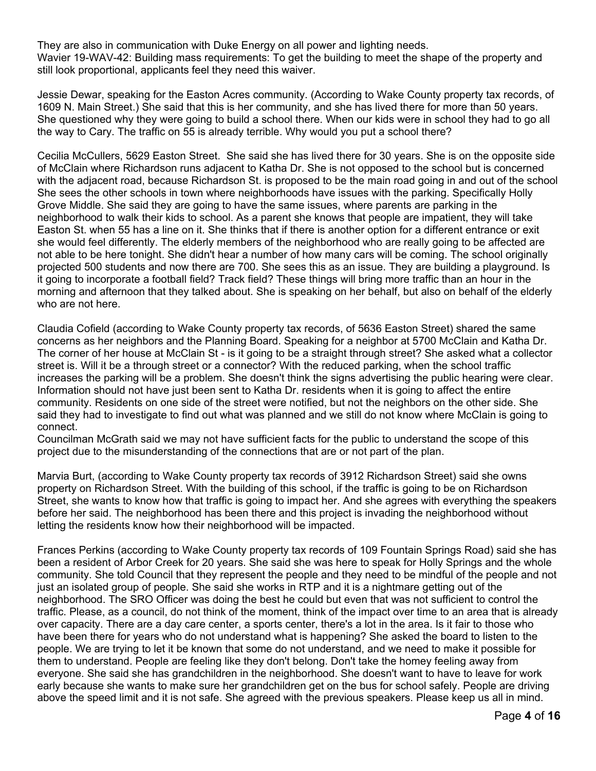They are also in communication with Duke Energy on all power and lighting needs.
Wavier 19-WAV-42: Building mass requirements: To get the building to meet the shape of the property and still look proportional, applicants feel they need this waiver.

Jessie Dewar, speaking for the Easton Acres community. (According to Wake County property tax records, of 1609 N. Main Street.) She said that this is her community, and she has lived there for more than 50 years. She questioned why they were going to build a school there. When our kids were in school they had to go all the way to Cary. The traffic on 55 is already terrible. Why would you put a school there?

Cecilia McCullers, 5629 Easton Street. She said she has lived there for 30 years. She is on the opposite side of McClain where Richardson runs adjacent to Katha Dr. She is not opposed to the school but is concerned with the adjacent road, because Richardson St. is proposed to be the main road going in and out of the school She sees the other schools in town where neighborhoods have issues with the parking. Specifically Holly Grove Middle. She said they are going to have the same issues, where parents are parking in the neighborhood to walk their kids to school. As a parent she knows that people are impatient, they will take Easton St. when 55 has a line on it. She thinks that if there is another option for a different entrance or exit she would feel differently. The elderly members of the neighborhood who are really going to be affected are not able to be here tonight. She didn't hear a number of how many cars will be coming. The school originally projected 500 students and now there are 700. She sees this as an issue. They are building a playground. Is it going to incorporate a football field? Track field? These things will bring more traffic than an hour in the morning and afternoon that they talked about. She is speaking on her behalf, but also on behalf of the elderly who are not here.

Claudia Cofield (according to Wake County property tax records, of 5636 Easton Street) shared the same concerns as her neighbors and the Planning Board. Speaking for a neighbor at 5700 McClain and Katha Dr. The corner of her house at McClain St - is it going to be a straight through street? She asked what a collector street is. Will it be a through street or a connector? With the reduced parking, when the school traffic increases the parking will be a problem. She doesn't think the signs advertising the public hearing were clear. Information should not have just been sent to Katha Dr. residents when it is going to affect the entire community. Residents on one side of the street were notified, but not the neighbors on the other side. She said they had to investigate to find out what was planned and we still do not know where McClain is going to connect.
Councilman McGrath said we may not have sufficient facts for the public to understand the scope of this project due to the misunderstanding of the connections that are or not part of the plan.

Marvia Burt, (according to Wake County property tax records of 3912 Richardson Street) said she owns property on Richardson Street. With the building of this school, if the traffic is going to be on Richardson Street, she wants to know how that traffic is going to impact her. And she agrees with everything the speakers before her said. The neighborhood has been there and this project is invading the neighborhood without letting the residents know how their neighborhood will be impacted.

Frances Perkins (according to Wake County property tax records of 109 Fountain Springs Road) said she has been a resident of Arbor Creek for 20 years. She said she was here to speak for Holly Springs and the whole community. She told Council that they represent the people and they need to be mindful of the people and not just an isolated group of people. She said she works in RTP and it is a nightmare getting out of the neighborhood. The SRO Officer was doing the best he could but even that was not sufficient to control the traffic. Please, as a council, do not think of the moment, think of the impact over time to an area that is already over capacity. There are a day care center, a sports center, there's a lot in the area. Is it fair to those who have been there for years who do not understand what is happening? She asked the board to listen to the people. We are trying to let it be known that some do not understand, and we need to make it possible for them to understand. People are feeling like they don't belong. Don't take the homey feeling away from everyone. She said she has grandchildren in the neighborhood. She doesn't want to have to leave for work early because she wants to make sure her grandchildren get on the bus for school safely. People are driving above the speed limit and it is not safe. She agreed with the previous speakers. Please keep us all in mind.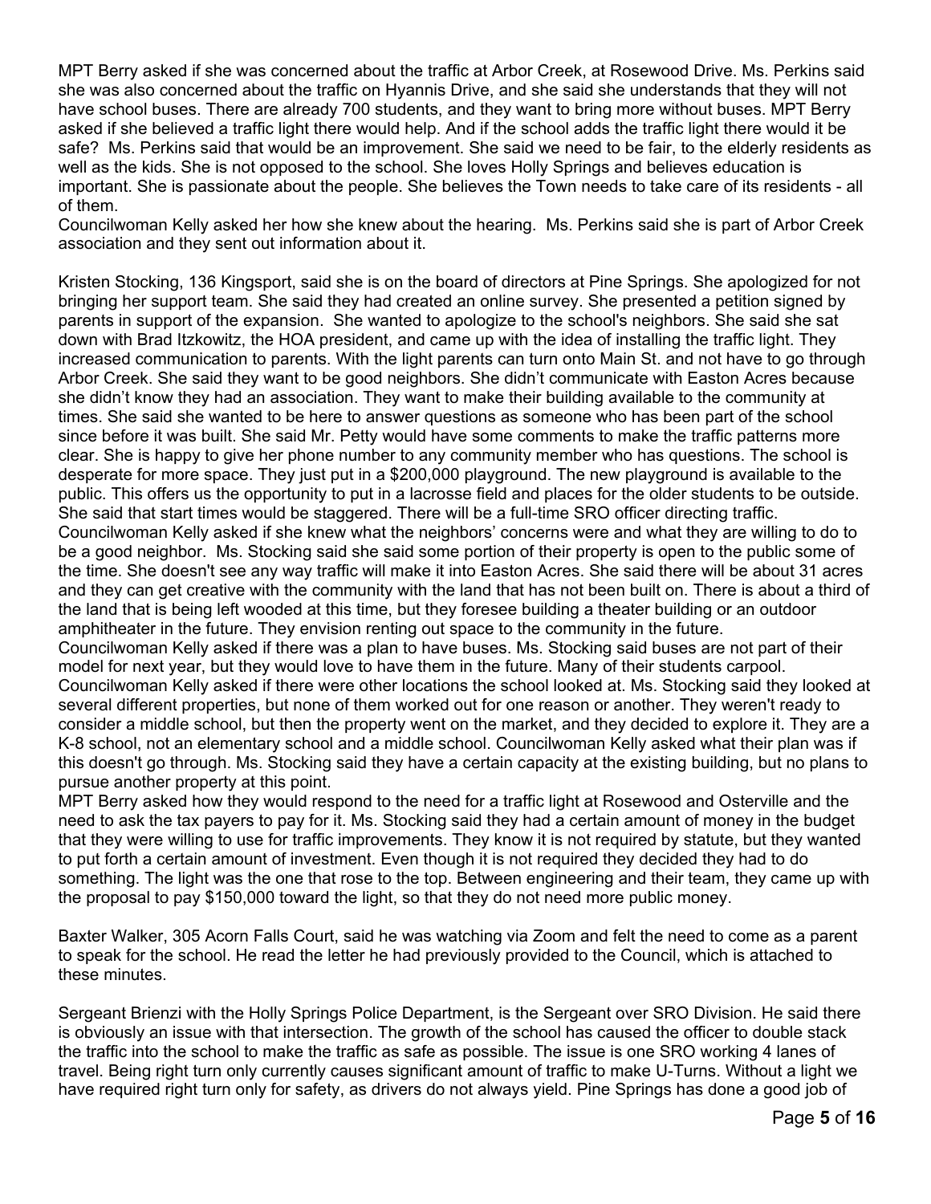MPT Berry asked if she was concerned about the traffic at Arbor Creek, at Rosewood Drive. Ms. Perkins said she was also concerned about the traffic on Hyannis Drive, and she said she understands that they will not have school buses. There are already 700 students, and they want to bring more without buses. MPT Berry asked if she believed a traffic light there would help. And if the school adds the traffic light there would it be safe? Ms. Perkins said that would be an improvement. She said we need to be fair, to the elderly residents as well as the kids. She is not opposed to the school. She loves Holly Springs and believes education is important. She is passionate about the people. She believes the Town needs to take care of its residents - all of them.

Councilwoman Kelly asked her how she knew about the hearing. Ms. Perkins said she is part of Arbor Creek association and they sent out information about it.

Kristen Stocking, 136 Kingsport, said she is on the board of directors at Pine Springs. She apologized for not bringing her support team. She said they had created an online survey. She presented a petition signed by parents in support of the expansion. She wanted to apologize to the school's neighbors. She said she sat down with Brad Itzkowitz, the HOA president, and came up with the idea of installing the traffic light. They increased communication to parents. With the light parents can turn onto Main St. and not have to go through Arbor Creek. She said they want to be good neighbors. She didn't communicate with Easton Acres because she didn't know they had an association. They want to make their building available to the community at times. She said she wanted to be here to answer questions as someone who has been part of the school since before it was built. She said Mr. Petty would have some comments to make the traffic patterns more clear. She is happy to give her phone number to any community member who has questions. The school is desperate for more space. They just put in a $200,000 playground. The new playground is available to the public. This offers us the opportunity to put in a lacrosse field and places for the older students to be outside. She said that start times would be staggered. There will be a full-time SRO officer directing traffic.

Councilwoman Kelly asked if she knew what the neighbors' concerns were and what they are willing to do to be a good neighbor. Ms. Stocking said she said some portion of their property is open to the public some of the time. She doesn't see any way traffic will make it into Easton Acres. She said there will be about 31 acres and they can get creative with the community with the land that has not been built on. There is about a third of the land that is being left wooded at this time, but they foresee building a theater building or an outdoor amphitheater in the future. They envision renting out space to the community in the future.

Councilwoman Kelly asked if there was a plan to have buses. Ms. Stocking said buses are not part of their model for next year, but they would love to have them in the future. Many of their students carpool.

Councilwoman Kelly asked if there were other locations the school looked at. Ms. Stocking said they looked at several different properties, but none of them worked out for one reason or another. They weren't ready to consider a middle school, but then the property went on the market, and they decided to explore it. They are a K-8 school, not an elementary school and a middle school. Councilwoman Kelly asked what their plan was if this doesn't go through. Ms. Stocking said they have a certain capacity at the existing building, but no plans to pursue another property at this point.

MPT Berry asked how they would respond to the need for a traffic light at Rosewood and Osterville and the need to ask the tax payers to pay for it. Ms. Stocking said they had a certain amount of money in the budget that they were willing to use for traffic improvements. They know it is not required by statute, but they wanted to put forth a certain amount of investment. Even though it is not required they decided they had to do something. The light was the one that rose to the top. Between engineering and their team, they came up with the proposal to pay $150,000 toward the light, so that they do not need more public money.

Baxter Walker, 305 Acorn Falls Court, said he was watching via Zoom and felt the need to come as a parent to speak for the school. He read the letter he had previously provided to the Council, which is attached to these minutes.

Sergeant Brienzi with the Holly Springs Police Department, is the Sergeant over SRO Division. He said there is obviously an issue with that intersection. The growth of the school has caused the officer to double stack the traffic into the school to make the traffic as safe as possible. The issue is one SRO working 4 lanes of travel. Being right turn only currently causes significant amount of traffic to make U-Turns. Without a light we have required right turn only for safety, as drivers do not always yield. Pine Springs has done a good job of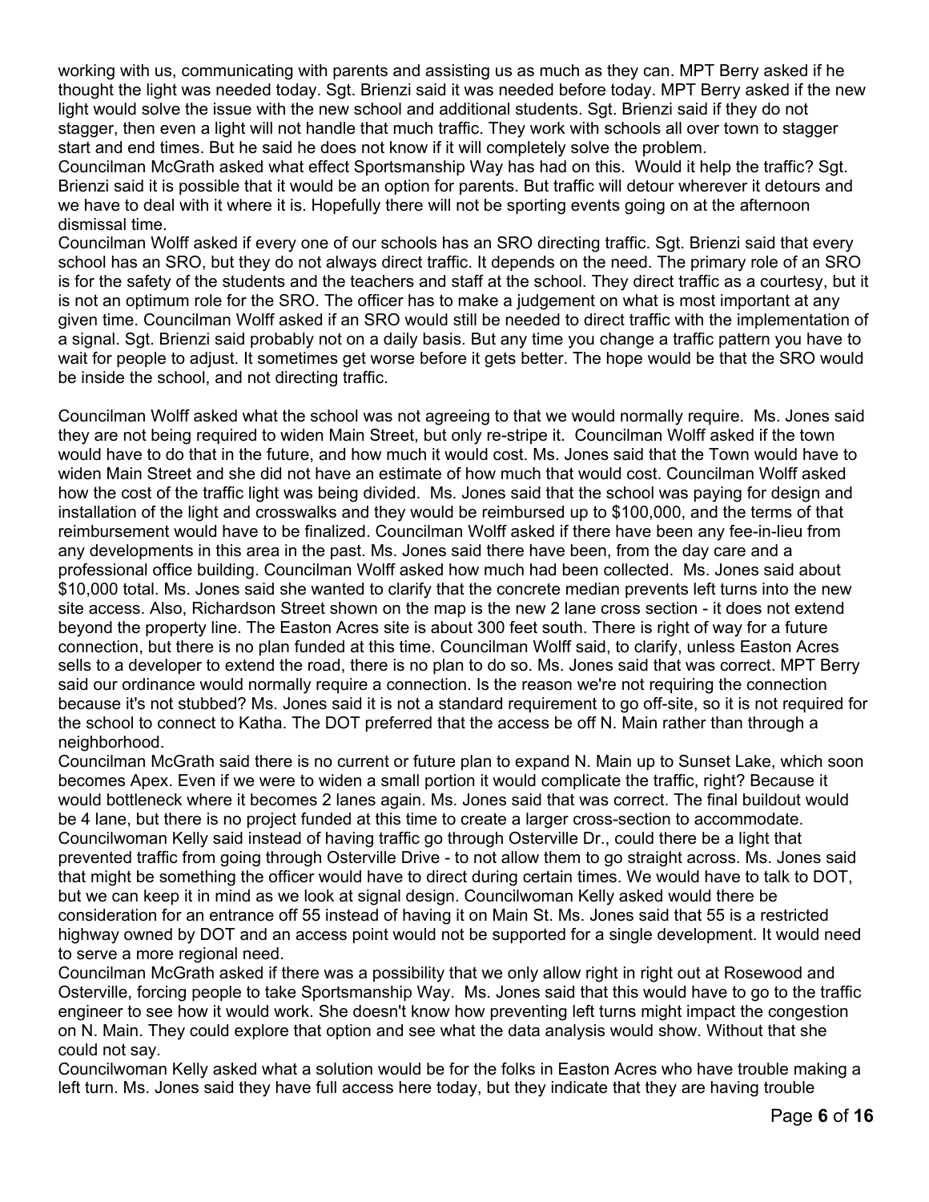working with us, communicating with parents and assisting us as much as they can. MPT Berry asked if he thought the light was needed today. Sgt. Brienzi said it was needed before today. MPT Berry asked if the new light would solve the issue with the new school and additional students. Sgt. Brienzi said if they do not stagger, then even a light will not handle that much traffic. They work with schools all over town to stagger start and end times. But he said he does not know if it will completely solve the problem.

Councilman McGrath asked what effect Sportsmanship Way has had on this. Would it help the traffic? Sgt. Brienzi said it is possible that it would be an option for parents. But traffic will detour wherever it detours and we have to deal with it where it is. Hopefully there will not be sporting events going on at the afternoon dismissal time.

Councilman Wolff asked if every one of our schools has an SRO directing traffic. Sgt. Brienzi said that every school has an SRO, but they do not always direct traffic. It depends on the need. The primary role of an SRO is for the safety of the students and the teachers and staff at the school. They direct traffic as a courtesy, but it is not an optimum role for the SRO. The officer has to make a judgement on what is most important at any given time. Councilman Wolff asked if an SRO would still be needed to direct traffic with the implementation of a signal. Sgt. Brienzi said probably not on a daily basis. But any time you change a traffic pattern you have to wait for people to adjust. It sometimes get worse before it gets better. The hope would be that the SRO would be inside the school, and not directing traffic.

Councilman Wolff asked what the school was not agreeing to that we would normally require. Ms. Jones said they are not being required to widen Main Street, but only re-stripe it. Councilman Wolff asked if the town would have to do that in the future, and how much it would cost. Ms. Jones said that the Town would have to widen Main Street and she did not have an estimate of how much that would cost. Councilman Wolff asked how the cost of the traffic light was being divided. Ms. Jones said that the school was paying for design and installation of the light and crosswalks and they would be reimbursed up to $100,000, and the terms of that reimbursement would have to be finalized. Councilman Wolff asked if there have been any fee-in-lieu from any developments in this area in the past. Ms. Jones said there have been, from the day care and a professional office building. Councilman Wolff asked how much had been collected. Ms. Jones said about $10,000 total. Ms. Jones said she wanted to clarify that the concrete median prevents left turns into the new site access. Also, Richardson Street shown on the map is the new 2 lane cross section - it does not extend beyond the property line. The Easton Acres site is about 300 feet south. There is right of way for a future connection, but there is no plan funded at this time. Councilman Wolff said, to clarify, unless Easton Acres sells to a developer to extend the road, there is no plan to do so. Ms. Jones said that was correct. MPT Berry said our ordinance would normally require a connection. Is the reason we're not requiring the connection because it's not stubbed? Ms. Jones said it is not a standard requirement to go off-site, so it is not required for the school to connect to Katha. The DOT preferred that the access be off N. Main rather than through a neighborhood.

Councilman McGrath said there is no current or future plan to expand N. Main up to Sunset Lake, which soon becomes Apex. Even if we were to widen a small portion it would complicate the traffic, right? Because it would bottleneck where it becomes 2 lanes again. Ms. Jones said that was correct. The final buildout would be 4 lane, but there is no project funded at this time to create a larger cross-section to accommodate.

Councilwoman Kelly said instead of having traffic go through Osterville Dr., could there be a light that prevented traffic from going through Osterville Drive - to not allow them to go straight across. Ms. Jones said that might be something the officer would have to direct during certain times. We would have to talk to DOT, but we can keep it in mind as we look at signal design. Councilwoman Kelly asked would there be consideration for an entrance off 55 instead of having it on Main St. Ms. Jones said that 55 is a restricted highway owned by DOT and an access point would not be supported for a single development. It would need to serve a more regional need.

Councilman McGrath asked if there was a possibility that we only allow right in right out at Rosewood and Osterville, forcing people to take Sportsmanship Way. Ms. Jones said that this would have to go to the traffic engineer to see how it would work. She doesn't know how preventing left turns might impact the congestion on N. Main. They could explore that option and see what the data analysis would show. Without that she could not say.

Councilwoman Kelly asked what a solution would be for the folks in Easton Acres who have trouble making a left turn. Ms. Jones said they have full access here today, but they indicate that they are having trouble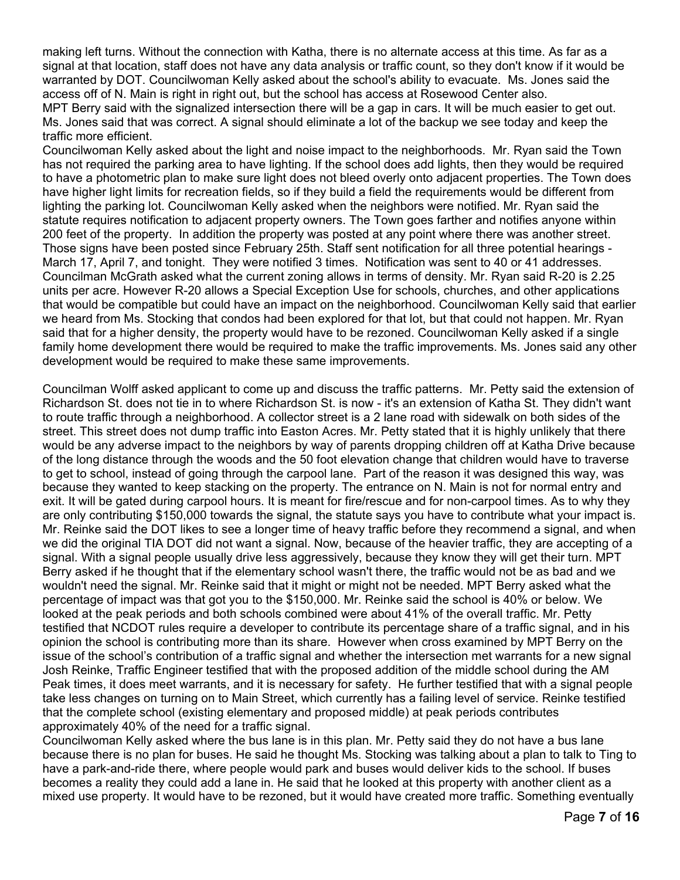making left turns. Without the connection with Katha, there is no alternate access at this time. As far as a signal at that location, staff does not have any data analysis or traffic count, so they don't know if it would be warranted by DOT. Councilwoman Kelly asked about the school's ability to evacuate. Ms. Jones said the access off of N. Main is right in right out, but the school has access at Rosewood Center also.
MPT Berry said with the signalized intersection there will be a gap in cars. It will be much easier to get out. Ms. Jones said that was correct. A signal should eliminate a lot of the backup we see today and keep the traffic more efficient.
Councilwoman Kelly asked about the light and noise impact to the neighborhoods. Mr. Ryan said the Town has not required the parking area to have lighting. If the school does add lights, then they would be required to have a photometric plan to make sure light does not bleed overly onto adjacent properties. The Town does have higher light limits for recreation fields, so if they build a field the requirements would be different from lighting the parking lot. Councilwoman Kelly asked when the neighbors were notified. Mr. Ryan said the statute requires notification to adjacent property owners. The Town goes farther and notifies anyone within 200 feet of the property. In addition the property was posted at any point where there was another street. Those signs have been posted since February 25th. Staff sent notification for all three potential hearings - March 17, April 7, and tonight. They were notified 3 times. Notification was sent to 40 or 41 addresses. Councilman McGrath asked what the current zoning allows in terms of density. Mr. Ryan said R-20 is 2.25 units per acre. However R-20 allows a Special Exception Use for schools, churches, and other applications that would be compatible but could have an impact on the neighborhood. Councilwoman Kelly said that earlier we heard from Ms. Stocking that condos had been explored for that lot, but that could not happen. Mr. Ryan said that for a higher density, the property would have to be rezoned. Councilwoman Kelly asked if a single family home development there would be required to make the traffic improvements. Ms. Jones said any other development would be required to make these same improvements.

Councilman Wolff asked applicant to come up and discuss the traffic patterns. Mr. Petty said the extension of Richardson St. does not tie in to where Richardson St. is now - it's an extension of Katha St. They didn't want to route traffic through a neighborhood. A collector street is a 2 lane road with sidewalk on both sides of the street. This street does not dump traffic into Easton Acres. Mr. Petty stated that it is highly unlikely that there would be any adverse impact to the neighbors by way of parents dropping children off at Katha Drive because of the long distance through the woods and the 50 foot elevation change that children would have to traverse to get to school, instead of going through the carpool lane. Part of the reason it was designed this way, was because they wanted to keep stacking on the property. The entrance on N. Main is not for normal entry and exit. It will be gated during carpool hours. It is meant for fire/rescue and for non-carpool times. As to why they are only contributing $150,000 towards the signal, the statute says you have to contribute what your impact is. Mr. Reinke said the DOT likes to see a longer time of heavy traffic before they recommend a signal, and when we did the original TIA DOT did not want a signal. Now, because of the heavier traffic, they are accepting of a signal. With a signal people usually drive less aggressively, because they know they will get their turn. MPT Berry asked if he thought that if the elementary school wasn't there, the traffic would not be as bad and we wouldn't need the signal. Mr. Reinke said that it might or might not be needed. MPT Berry asked what the percentage of impact was that got you to the $150,000. Mr. Reinke said the school is 40% or below. We looked at the peak periods and both schools combined were about 41% of the overall traffic. Mr. Petty testified that NCDOT rules require a developer to contribute its percentage share of a traffic signal, and in his opinion the school is contributing more than its share. However when cross examined by MPT Berry on the issue of the school's contribution of a traffic signal and whether the intersection met warrants for a new signal Josh Reinke, Traffic Engineer testified that with the proposed addition of the middle school during the AM Peak times, it does meet warrants, and it is necessary for safety. He further testified that with a signal people take less changes on turning on to Main Street, which currently has a failing level of service. Reinke testified that the complete school (existing elementary and proposed middle) at peak periods contributes approximately 40% of the need for a traffic signal.
Councilwoman Kelly asked where the bus lane is in this plan. Mr. Petty said they do not have a bus lane because there is no plan for buses. He said he thought Ms. Stocking was talking about a plan to talk to Ting to have a park-and-ride there, where people would park and buses would deliver kids to the school. If buses becomes a reality they could add a lane in. He said that he looked at this property with another client as a mixed use property. It would have to be rezoned, but it would have created more traffic. Something eventually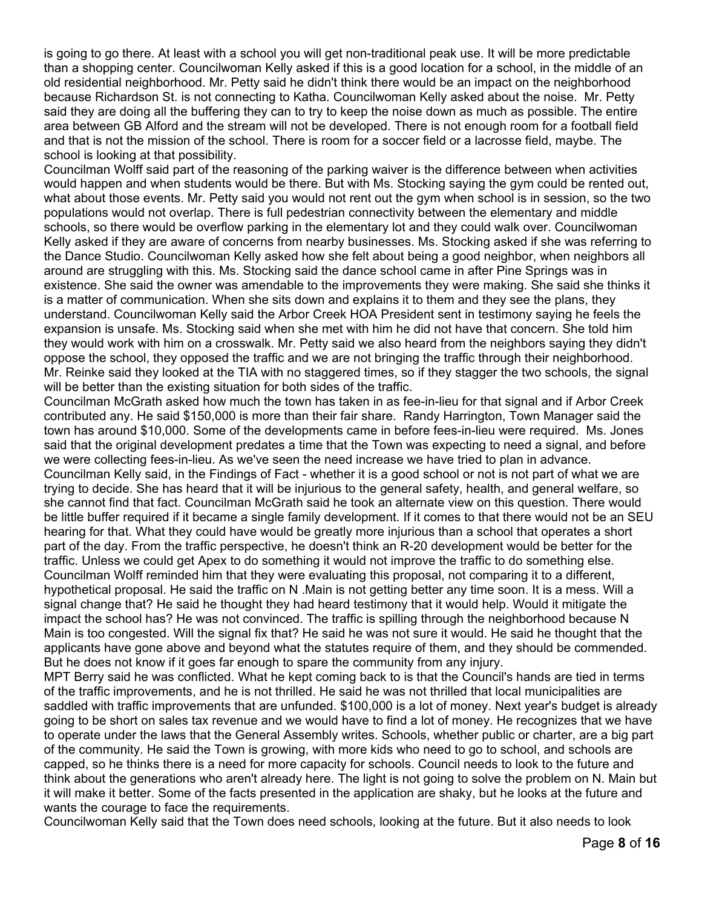is going to go there. At least with a school you will get non-traditional peak use. It will be more predictable than a shopping center. Councilwoman Kelly asked if this is a good location for a school, in the middle of an old residential neighborhood. Mr. Petty said he didn't think there would be an impact on the neighborhood because Richardson St. is not connecting to Katha. Councilwoman Kelly asked about the noise. Mr. Petty said they are doing all the buffering they can to try to keep the noise down as much as possible. The entire area between GB Alford and the stream will not be developed. There is not enough room for a football field and that is not the mission of the school. There is room for a soccer field or a lacrosse field, maybe. The school is looking at that possibility.

Councilman Wolff said part of the reasoning of the parking waiver is the difference between when activities would happen and when students would be there. But with Ms. Stocking saying the gym could be rented out, what about those events. Mr. Petty said you would not rent out the gym when school is in session, so the two populations would not overlap. There is full pedestrian connectivity between the elementary and middle schools, so there would be overflow parking in the elementary lot and they could walk over. Councilwoman Kelly asked if they are aware of concerns from nearby businesses. Ms. Stocking asked if she was referring to the Dance Studio. Councilwoman Kelly asked how she felt about being a good neighbor, when neighbors all around are struggling with this. Ms. Stocking said the dance school came in after Pine Springs was in existence. She said the owner was amendable to the improvements they were making. She said she thinks it is a matter of communication. When she sits down and explains it to them and they see the plans, they understand. Councilwoman Kelly said the Arbor Creek HOA President sent in testimony saying he feels the expansion is unsafe. Ms. Stocking said when she met with him he did not have that concern. She told him they would work with him on a crosswalk. Mr. Petty said we also heard from the neighbors saying they didn't oppose the school, they opposed the traffic and we are not bringing the traffic through their neighborhood. Mr. Reinke said they looked at the TIA with no staggered times, so if they stagger the two schools, the signal will be better than the existing situation for both sides of the traffic.

Councilman McGrath asked how much the town has taken in as fee-in-lieu for that signal and if Arbor Creek contributed any. He said $150,000 is more than their fair share. Randy Harrington, Town Manager said the town has around $10,000. Some of the developments came in before fees-in-lieu were required. Ms. Jones said that the original development predates a time that the Town was expecting to need a signal, and before we were collecting fees-in-lieu. As we've seen the need increase we have tried to plan in advance.

Councilman Kelly said, in the Findings of Fact - whether it is a good school or not is not part of what we are trying to decide. She has heard that it will be injurious to the general safety, health, and general welfare, so she cannot find that fact. Councilman McGrath said he took an alternate view on this question. There would be little buffer required if it became a single family development. If it comes to that there would not be an SEU hearing for that. What they could have would be greatly more injurious than a school that operates a short part of the day. From the traffic perspective, he doesn't think an R-20 development would be better for the traffic. Unless we could get Apex to do something it would not improve the traffic to do something else.

Councilman Wolff reminded him that they were evaluating this proposal, not comparing it to a different, hypothetical proposal. He said the traffic on N .Main is not getting better any time soon. It is a mess. Will a signal change that? He said he thought they had heard testimony that it would help. Would it mitigate the impact the school has? He was not convinced. The traffic is spilling through the neighborhood because N Main is too congested. Will the signal fix that? He said he was not sure it would. He said he thought that the applicants have gone above and beyond what the statutes require of them, and they should be commended. But he does not know if it goes far enough to spare the community from any injury.

MPT Berry said he was conflicted. What he kept coming back to is that the Council's hands are tied in terms of the traffic improvements, and he is not thrilled. He said he was not thrilled that local municipalities are saddled with traffic improvements that are unfunded. $100,000 is a lot of money. Next year's budget is already going to be short on sales tax revenue and we would have to find a lot of money. He recognizes that we have to operate under the laws that the General Assembly writes. Schools, whether public or charter, are a big part of the community. He said the Town is growing, with more kids who need to go to school, and schools are capped, so he thinks there is a need for more capacity for schools. Council needs to look to the future and think about the generations who aren't already here. The light is not going to solve the problem on N. Main but it will make it better. Some of the facts presented in the application are shaky, but he looks at the future and wants the courage to face the requirements.

Councilwoman Kelly said that the Town does need schools, looking at the future. But it also needs to look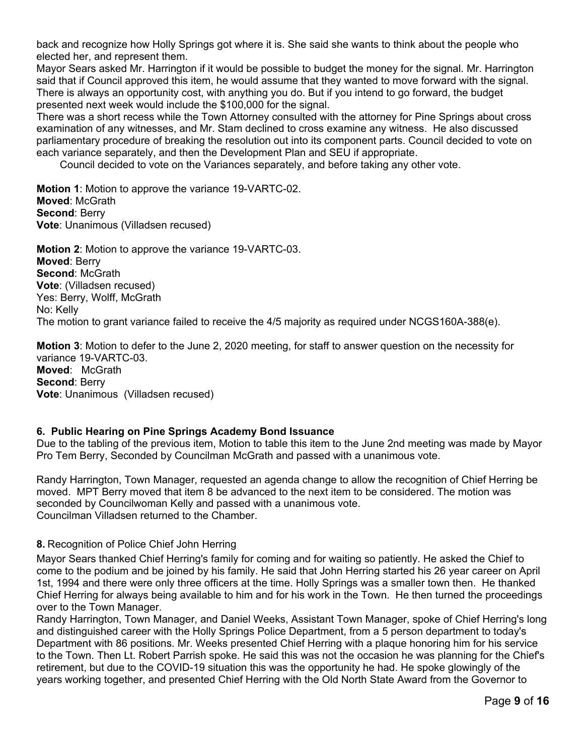back and recognize how Holly Springs got where it is. She said she wants to think about the people who elected her, and represent them.

Mayor Sears asked Mr. Harrington if it would be possible to budget the money for the signal. Mr. Harrington said that if Council approved this item, he would assume that they wanted to move forward with the signal. There is always an opportunity cost, with anything you do. But if you intend to go forward, the budget presented next week would include the $100,000 for the signal.

There was a short recess while the Town Attorney consulted with the attorney for Pine Springs about cross examination of any witnesses, and Mr. Stam declined to cross examine any witness. He also discussed parliamentary procedure of breaking the resolution out into its component parts. Council decided to vote on each variance separately, and then the Development Plan and SEU if appropriate.

Council decided to vote on the Variances separately, and before taking any other vote.

**Motion 1**: Motion to approve the variance 19-VARTC-02.
**Moved**: McGrath
**Second**: Berry
**Vote**: Unanimous (Villadsen recused)

**Motion 2**: Motion to approve the variance 19-VARTC-03.
**Moved**: Berry
**Second**: McGrath
**Vote**: (Villadsen recused)
Yes: Berry, Wolff, McGrath
No: Kelly
The motion to grant variance failed to receive the 4/5 majority as required under NCGS160A-388(e).

**Motion 3**: Motion to defer to the June 2, 2020 meeting, for staff to answer question on the necessity for variance 19-VARTC-03.
**Moved**: McGrath
**Second**: Berry
**Vote**: Unanimous (Villadsen recused)

**6. Public Hearing on Pine Springs Academy Bond Issuance**

Due to the tabling of the previous item, Motion to table this item to the June 2nd meeting was made by Mayor Pro Tem Berry, Seconded by Councilman McGrath and passed with a unanimous vote.

Randy Harrington, Town Manager, requested an agenda change to allow the recognition of Chief Herring be moved. MPT Berry moved that item 8 be advanced to the next item to be considered. The motion was seconded by Councilwoman Kelly and passed with a unanimous vote.
Councilman Villadsen returned to the Chamber.

**8.** Recognition of Police Chief John Herring

Mayor Sears thanked Chief Herring's family for coming and for waiting so patiently. He asked the Chief to come to the podium and be joined by his family. He said that John Herring started his 26 year career on April 1st, 1994 and there were only three officers at the time. Holly Springs was a smaller town then. He thanked Chief Herring for always being available to him and for his work in the Town. He then turned the proceedings over to the Town Manager.

Randy Harrington, Town Manager, and Daniel Weeks, Assistant Town Manager, spoke of Chief Herring's long and distinguished career with the Holly Springs Police Department, from a 5 person department to today's Department with 86 positions. Mr. Weeks presented Chief Herring with a plaque honoring him for his service to the Town. Then Lt. Robert Parrish spoke. He said this was not the occasion he was planning for the Chief's retirement, but due to the COVID-19 situation this was the opportunity he had. He spoke glowingly of the years working together, and presented Chief Herring with the Old North State Award from the Governor to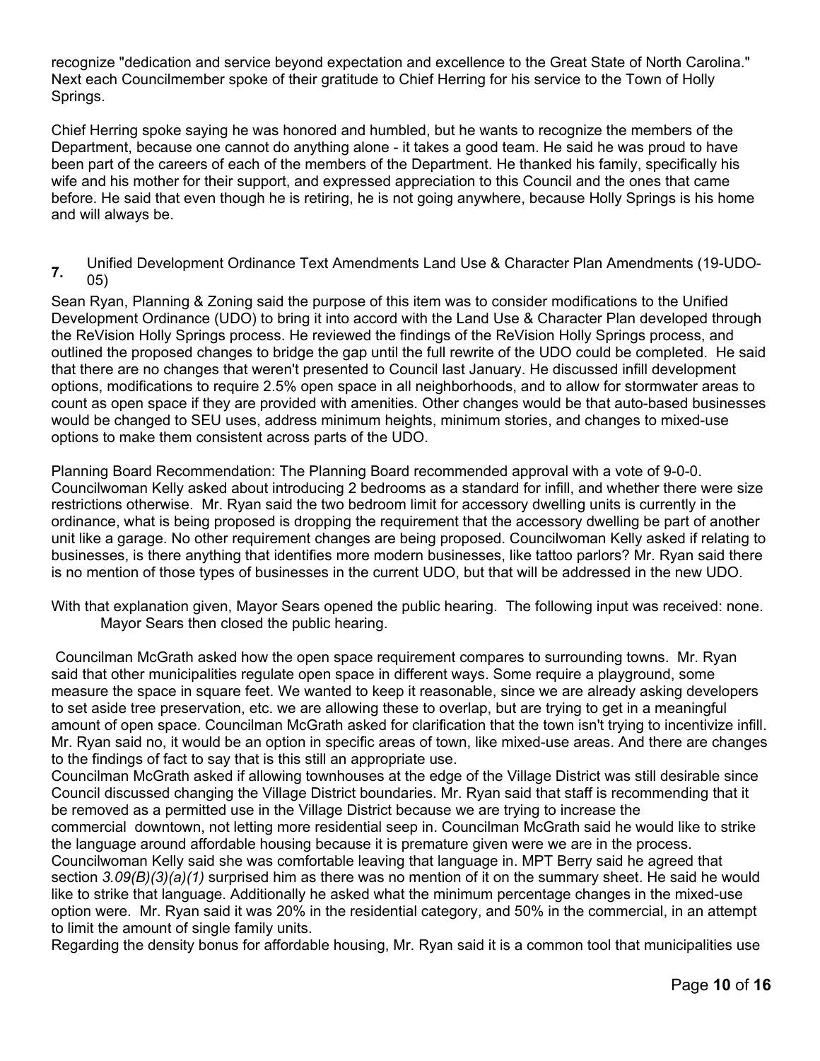recognize "dedication and service beyond expectation and excellence to the Great State of North Carolina." Next each Councilmember spoke of their gratitude to Chief Herring for his service to the Town of Holly Springs.

Chief Herring spoke saying he was honored and humbled, but he wants to recognize the members of the Department, because one cannot do anything alone - it takes a good team. He said he was proud to have been part of the careers of each of the members of the Department. He thanked his family, specifically his wife and his mother for their support, and expressed appreciation to this Council and the ones that came before. He said that even though he is retiring, he is not going anywhere, because Holly Springs is his home and will always be.

**7.** Unified Development Ordinance Text Amendments Land Use & Character Plan Amendments (19-UDO-05)

Sean Ryan, Planning & Zoning said the purpose of this item was to consider modifications to the Unified Development Ordinance (UDO) to bring it into accord with the Land Use & Character Plan developed through the ReVision Holly Springs process. He reviewed the findings of the ReVision Holly Springs process, and outlined the proposed changes to bridge the gap until the full rewrite of the UDO could be completed. He said that there are no changes that weren't presented to Council last January. He discussed infill development options, modifications to require 2.5% open space in all neighborhoods, and to allow for stormwater areas to count as open space if they are provided with amenities. Other changes would be that auto-based businesses would be changed to SEU uses, address minimum heights, minimum stories, and changes to mixed-use options to make them consistent across parts of the UDO.

Planning Board Recommendation: The Planning Board recommended approval with a vote of 9-0-0. Councilwoman Kelly asked about introducing 2 bedrooms as a standard for infill, and whether there were size restrictions otherwise. Mr. Ryan said the two bedroom limit for accessory dwelling units is currently in the ordinance, what is being proposed is dropping the requirement that the accessory dwelling be part of another unit like a garage. No other requirement changes are being proposed. Councilwoman Kelly asked if relating to businesses, is there anything that identifies more modern businesses, like tattoo parlors? Mr. Ryan said there is no mention of those types of businesses in the current UDO, but that will be addressed in the new UDO.

With that explanation given, Mayor Sears opened the public hearing. The following input was received: none. Mayor Sears then closed the public hearing.

Councilman McGrath asked how the open space requirement compares to surrounding towns. Mr. Ryan said that other municipalities regulate open space in different ways. Some require a playground, some measure the space in square feet. We wanted to keep it reasonable, since we are already asking developers to set aside tree preservation, etc. we are allowing these to overlap, but are trying to get in a meaningful amount of open space. Councilman McGrath asked for clarification that the town isn't trying to incentivize infill. Mr. Ryan said no, it would be an option in specific areas of town, like mixed-use areas. And there are changes to the findings of fact to say that is this still an appropriate use.
Councilman McGrath asked if allowing townhouses at the edge of the Village District was still desirable since Council discussed changing the Village District boundaries. Mr. Ryan said that staff is recommending that it be removed as a permitted use in the Village District because we are trying to increase the commercial downtown, not letting more residential seep in. Councilman McGrath said he would like to strike the language around affordable housing because it is premature given were we are in the process. Councilwoman Kelly said she was comfortable leaving that language in. MPT Berry said he agreed that section *3.09(B)(3)(a)(1)* surprised him as there was no mention of it on the summary sheet. He said he would like to strike that language. Additionally he asked what the minimum percentage changes in the mixed-use option were. Mr. Ryan said it was 20% in the residential category, and 50% in the commercial, in an attempt to limit the amount of single family units.
Regarding the density bonus for affordable housing, Mr. Ryan said it is a common tool that municipalities use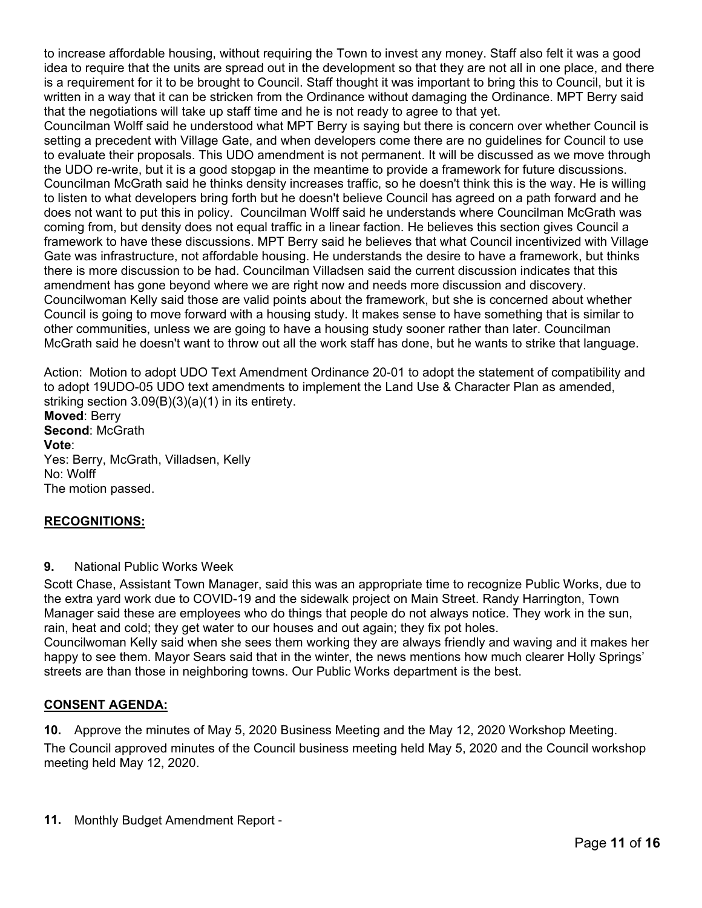to increase affordable housing, without requiring the Town to invest any money. Staff also felt it was a good idea to require that the units are spread out in the development so that they are not all in one place, and there is a requirement for it to be brought to Council. Staff thought it was important to bring this to Council, but it is written in a way that it can be stricken from the Ordinance without damaging the Ordinance. MPT Berry said that the negotiations will take up staff time and he is not ready to agree to that yet.

Councilman Wolff said he understood what MPT Berry is saying but there is concern over whether Council is setting a precedent with Village Gate, and when developers come there are no guidelines for Council to use to evaluate their proposals. This UDO amendment is not permanent. It will be discussed as we move through the UDO re-write, but it is a good stopgap in the meantime to provide a framework for future discussions. Councilman McGrath said he thinks density increases traffic, so he doesn't think this is the way. He is willing to listen to what developers bring forth but he doesn't believe Council has agreed on a path forward and he does not want to put this in policy. Councilman Wolff said he understands where Councilman McGrath was coming from, but density does not equal traffic in a linear faction. He believes this section gives Council a framework to have these discussions. MPT Berry said he believes that what Council incentivized with Village Gate was infrastructure, not affordable housing. He understands the desire to have a framework, but thinks there is more discussion to be had. Councilman Villadsen said the current discussion indicates that this amendment has gone beyond where we are right now and needs more discussion and discovery. Councilwoman Kelly said those are valid points about the framework, but she is concerned about whether Council is going to move forward with a housing study. It makes sense to have something that is similar to other communities, unless we are going to have a housing study sooner rather than later. Councilman McGrath said he doesn't want to throw out all the work staff has done, but he wants to strike that language.

Action: Motion to adopt UDO Text Amendment Ordinance 20-01 to adopt the statement of compatibility and to adopt 19UDO-05 UDO text amendments to implement the Land Use & Character Plan as amended, striking section 3.09(B)(3)(a)(1) in its entirety.
**Moved**: Berry
**Second**: McGrath
**Vote**:
Yes: Berry, McGrath, Villadsen, Kelly
No: Wolff
The motion passed.

## **RECOGNITIONS:**

**9.** National Public Works Week

Scott Chase, Assistant Town Manager, said this was an appropriate time to recognize Public Works, due to the extra yard work due to COVID-19 and the sidewalk project on Main Street. Randy Harrington, Town Manager said these are employees who do things that people do not always notice. They work in the sun, rain, heat and cold; they get water to our houses and out again; they fix pot holes.

Councilwoman Kelly said when she sees them working they are always friendly and waving and it makes her happy to see them. Mayor Sears said that in the winter, the news mentions how much clearer Holly Springs' streets are than those in neighboring towns. Our Public Works department is the best.

## **CONSENT AGENDA:**

**10.** Approve the minutes of May 5, 2020 Business Meeting and the May 12, 2020 Workshop Meeting.

The Council approved minutes of the Council business meeting held May 5, 2020 and the Council workshop meeting held May 12, 2020.

**11.** Monthly Budget Amendment Report -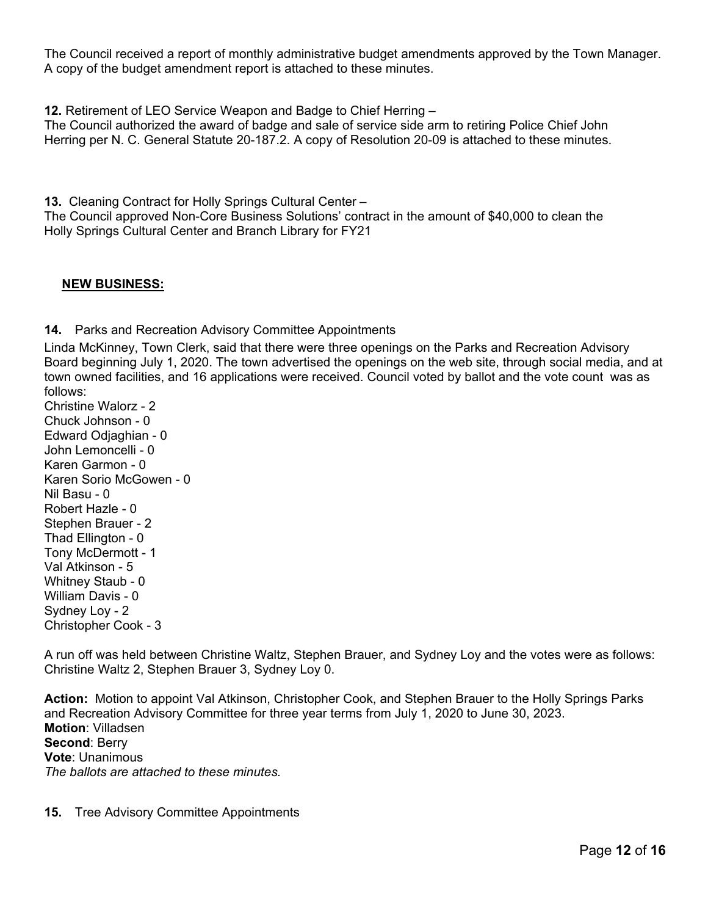The Council received a report of monthly administrative budget amendments approved by the Town Manager. A copy of the budget amendment report is attached to these minutes.

**12.** Retirement of LEO Service Weapon and Badge to Chief Herring –
The Council authorized the award of badge and sale of service side arm to retiring Police Chief John Herring per N. C. General Statute 20-187.2. A copy of Resolution 20-09 is attached to these minutes.

**13.** Cleaning Contract for Holly Springs Cultural Center –
The Council approved Non-Core Business Solutions' contract in the amount of $40,000 to clean the Holly Springs Cultural Center and Branch Library for FY21

## **NEW BUSINESS:**

**14.** Parks and Recreation Advisory Committee Appointments

Linda McKinney, Town Clerk, said that there were three openings on the Parks and Recreation Advisory Board beginning July 1, 2020. The town advertised the openings on the web site, through social media, and at town owned facilities, and 16 applications were received. Council voted by ballot and the vote count was as follows:

Christine Walorz - 2
Chuck Johnson - 0
Edward Odjaghian - 0
John Lemoncelli - 0
Karen Garmon - 0
Karen Sorio McGowen - 0
Nil Basu - 0
Robert Hazle - 0
Stephen Brauer - 2
Thad Ellington - 0
Tony McDermott - 1
Val Atkinson - 5
Whitney Staub - 0
William Davis - 0
Sydney Loy - 2
Christopher Cook - 3

A run off was held between Christine Waltz, Stephen Brauer, and Sydney Loy and the votes were as follows: Christine Waltz 2, Stephen Brauer 3, Sydney Loy 0.

**Action:** Motion to appoint Val Atkinson, Christopher Cook, and Stephen Brauer to the Holly Springs Parks and Recreation Advisory Committee for three year terms from July 1, 2020 to June 30, 2023.
**Motion**: Villadsen
**Second**: Berry
**Vote**: Unanimous
*The ballots are attached to these minutes.*

**15.** Tree Advisory Committee Appointments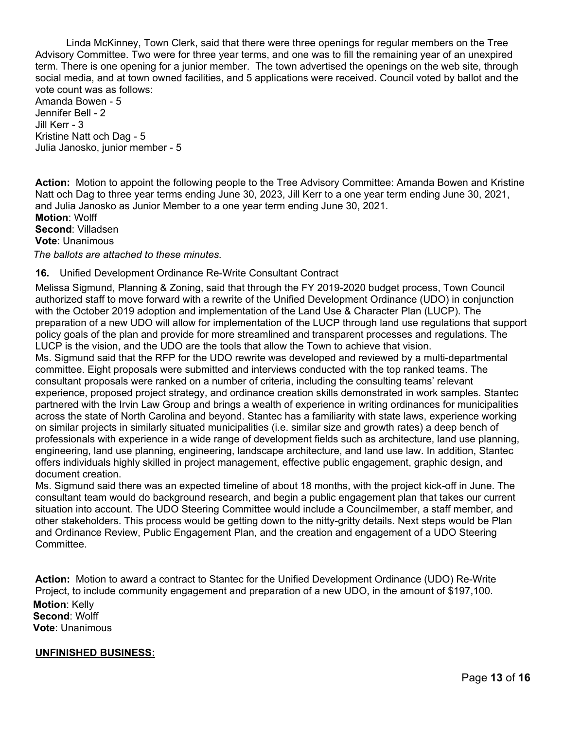Linda McKinney, Town Clerk, said that there were three openings for regular members on the Tree Advisory Committee. Two were for three year terms, and one was to fill the remaining year of an unexpired term. There is one opening for a junior member. The town advertised the openings on the web site, through social media, and at town owned facilities, and 5 applications were received. Council voted by ballot and the vote count was as follows:

Amanda Bowen - 5
Jennifer Bell - 2
Jill Kerr - 3
Kristine Natt och Dag - 5
Julia Janosko, junior member - 5

**Action:** Motion to appoint the following people to the Tree Advisory Committee: Amanda Bowen and Kristine Natt och Dag to three year terms ending June 30, 2023, Jill Kerr to a one year term ending June 30, 2021, and Julia Janosko as Junior Member to a one year term ending June 30, 2021.
**Motion**: Wolff
**Second**: Villadsen
**Vote**: Unanimous

*The ballots are attached to these minutes.*

**16.** Unified Development Ordinance Re-Write Consultant Contract

Melissa Sigmund, Planning & Zoning, said that through the FY 2019-2020 budget process, Town Council authorized staff to move forward with a rewrite of the Unified Development Ordinance (UDO) in conjunction with the October 2019 adoption and implementation of the Land Use & Character Plan (LUCP). The preparation of a new UDO will allow for implementation of the LUCP through land use regulations that support policy goals of the plan and provide for more streamlined and transparent processes and regulations. The LUCP is the vision, and the UDO are the tools that allow the Town to achieve that vision.

Ms. Sigmund said that the RFP for the UDO rewrite was developed and reviewed by a multi-departmental committee. Eight proposals were submitted and interviews conducted with the top ranked teams. The consultant proposals were ranked on a number of criteria, including the consulting teams' relevant experience, proposed project strategy, and ordinance creation skills demonstrated in work samples. Stantec partnered with the Irvin Law Group and brings a wealth of experience in writing ordinances for municipalities across the state of North Carolina and beyond. Stantec has a familiarity with state laws, experience working on similar projects in similarly situated municipalities (i.e. similar size and growth rates) a deep bench of professionals with experience in a wide range of development fields such as architecture, land use planning, engineering, land use planning, engineering, landscape architecture, and land use law. In addition, Stantec offers individuals highly skilled in project management, effective public engagement, graphic design, and document creation.

Ms. Sigmund said there was an expected timeline of about 18 months, with the project kick-off in June. The consultant team would do background research, and begin a public engagement plan that takes our current situation into account. The UDO Steering Committee would include a Councilmember, a staff member, and other stakeholders. This process would be getting down to the nitty-gritty details. Next steps would be Plan and Ordinance Review, Public Engagement Plan, and the creation and engagement of a UDO Steering Committee.

**Action:** Motion to award a contract to Stantec for the Unified Development Ordinance (UDO) Re-Write Project, to include community engagement and preparation of a new UDO, in the amount of $197,100.
**Motion**: Kelly
**Second**: Wolff
**Vote**: Unanimous

**UNFINISHED BUSINESS:**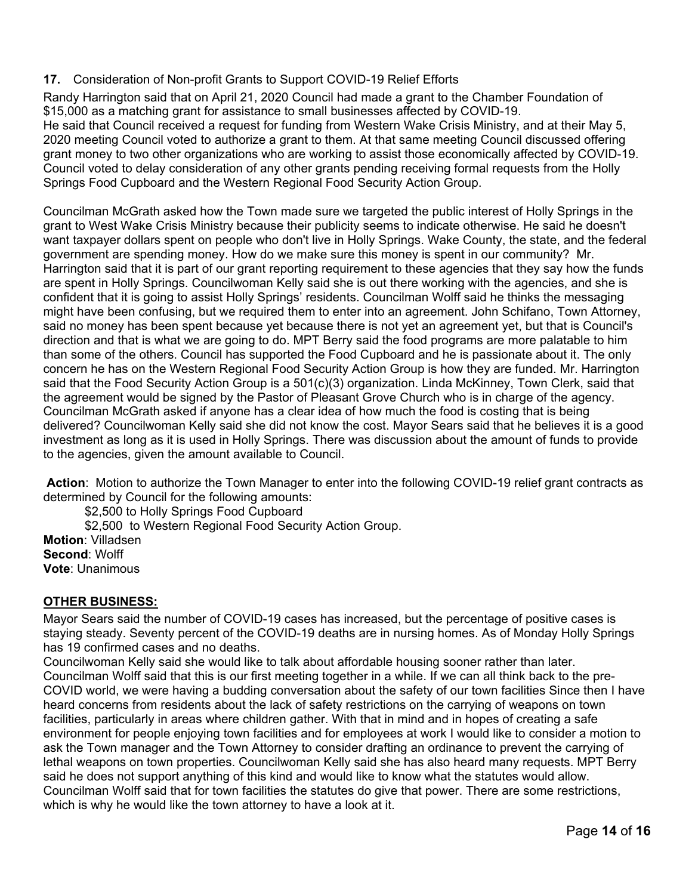**17.** Consideration of Non-profit Grants to Support COVID-19 Relief Efforts

Randy Harrington said that on April 21, 2020 Council had made a grant to the Chamber Foundation of $15,000 as a matching grant for assistance to small businesses affected by COVID-19.
He said that Council received a request for funding from Western Wake Crisis Ministry, and at their May 5, 2020 meeting Council voted to authorize a grant to them. At that same meeting Council discussed offering grant money to two other organizations who are working to assist those economically affected by COVID-19. Council voted to delay consideration of any other grants pending receiving formal requests from the Holly Springs Food Cupboard and the Western Regional Food Security Action Group.

Councilman McGrath asked how the Town made sure we targeted the public interest of Holly Springs in the grant to West Wake Crisis Ministry because their publicity seems to indicate otherwise. He said he doesn't want taxpayer dollars spent on people who don't live in Holly Springs. Wake County, the state, and the federal government are spending money. How do we make sure this money is spent in our community? Mr. Harrington said that it is part of our grant reporting requirement to these agencies that they say how the funds are spent in Holly Springs. Councilwoman Kelly said she is out there working with the agencies, and she is confident that it is going to assist Holly Springs' residents. Councilman Wolff said he thinks the messaging might have been confusing, but we required them to enter into an agreement. John Schifano, Town Attorney, said no money has been spent because yet because there is not yet an agreement yet, but that is Council's direction and that is what we are going to do. MPT Berry said the food programs are more palatable to him than some of the others. Council has supported the Food Cupboard and he is passionate about it. The only concern he has on the Western Regional Food Security Action Group is how they are funded. Mr. Harrington said that the Food Security Action Group is a 501(c)(3) organization. Linda McKinney, Town Clerk, said that the agreement would be signed by the Pastor of Pleasant Grove Church who is in charge of the agency. Councilman McGrath asked if anyone has a clear idea of how much the food is costing that is being delivered? Councilwoman Kelly said she did not know the cost. Mayor Sears said that he believes it is a good investment as long as it is used in Holly Springs. There was discussion about the amount of funds to provide to the agencies, given the amount available to Council.

**Action**: Motion to authorize the Town Manager to enter into the following COVID-19 relief grant contracts as determined by Council for the following amounts:

$2,500 to Holly Springs Food Cupboard
$2,500 to Western Regional Food Security Action Group.

**Motion**: Villadsen
**Second**: Wolff
**Vote**: Unanimous

## OTHER BUSINESS:

Mayor Sears said the number of COVID-19 cases has increased, but the percentage of positive cases is staying steady. Seventy percent of the COVID-19 deaths are in nursing homes. As of Monday Holly Springs has 19 confirmed cases and no deaths.
Councilwoman Kelly said she would like to talk about affordable housing sooner rather than later.
Councilman Wolff said that this is our first meeting together in a while. If we can all think back to the pre-COVID world, we were having a budding conversation about the safety of our town facilities Since then I have heard concerns from residents about the lack of safety restrictions on the carrying of weapons on town facilities, particularly in areas where children gather. With that in mind and in hopes of creating a safe environment for people enjoying town facilities and for employees at work I would like to consider a motion to ask the Town manager and the Town Attorney to consider drafting an ordinance to prevent the carrying of lethal weapons on town properties. Councilwoman Kelly said she has also heard many requests. MPT Berry said he does not support anything of this kind and would like to know what the statutes would allow. Councilman Wolff said that for town facilities the statutes do give that power. There are some restrictions, which is why he would like the town attorney to have a look at it.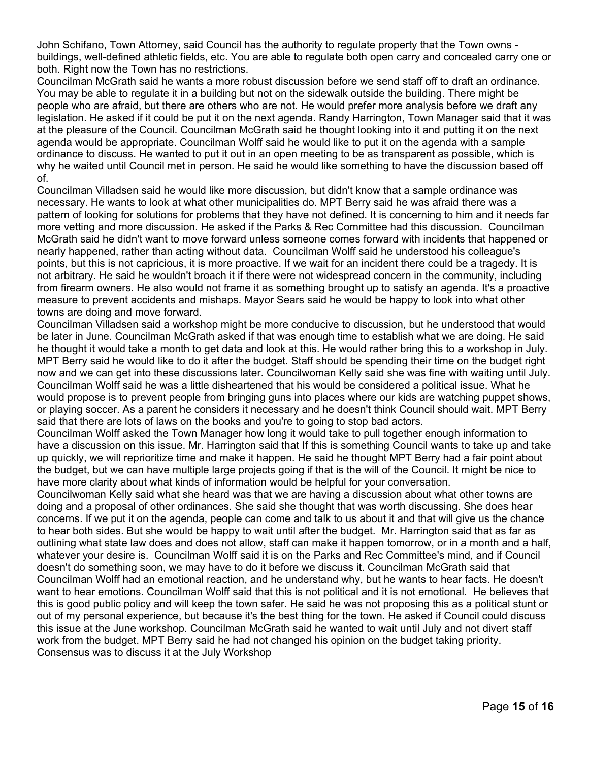John Schifano, Town Attorney, said Council has the authority to regulate property that the Town owns - buildings, well-defined athletic fields, etc. You are able to regulate both open carry and concealed carry one or both. Right now the Town has no restrictions.

Councilman McGrath said he wants a more robust discussion before we send staff off to draft an ordinance. You may be able to regulate it in a building but not on the sidewalk outside the building. There might be people who are afraid, but there are others who are not. He would prefer more analysis before we draft any legislation. He asked if it could be put it on the next agenda. Randy Harrington, Town Manager said that it was at the pleasure of the Council. Councilman McGrath said he thought looking into it and putting it on the next agenda would be appropriate. Councilman Wolff said he would like to put it on the agenda with a sample ordinance to discuss. He wanted to put it out in an open meeting to be as transparent as possible, which is why he waited until Council met in person. He said he would like something to have the discussion based off of.

Councilman Villadsen said he would like more discussion, but didn't know that a sample ordinance was necessary. He wants to look at what other municipalities do. MPT Berry said he was afraid there was a pattern of looking for solutions for problems that they have not defined. It is concerning to him and it needs far more vetting and more discussion. He asked if the Parks & Rec Committee had this discussion. Councilman McGrath said he didn't want to move forward unless someone comes forward with incidents that happened or nearly happened, rather than acting without data. Councilman Wolff said he understood his colleague's points, but this is not capricious, it is more proactive. If we wait for an incident there could be a tragedy. It is not arbitrary. He said he wouldn't broach it if there were not widespread concern in the community, including from firearm owners. He also would not frame it as something brought up to satisfy an agenda. It's a proactive measure to prevent accidents and mishaps. Mayor Sears said he would be happy to look into what other towns are doing and move forward.

Councilman Villadsen said a workshop might be more conducive to discussion, but he understood that would be later in June. Councilman McGrath asked if that was enough time to establish what we are doing. He said he thought it would take a month to get data and look at this. He would rather bring this to a workshop in July. MPT Berry said he would like to do it after the budget. Staff should be spending their time on the budget right now and we can get into these discussions later. Councilwoman Kelly said she was fine with waiting until July. Councilman Wolff said he was a little disheartened that his would be considered a political issue. What he would propose is to prevent people from bringing guns into places where our kids are watching puppet shows, or playing soccer. As a parent he considers it necessary and he doesn't think Council should wait. MPT Berry said that there are lots of laws on the books and you're to going to stop bad actors.

Councilman Wolff asked the Town Manager how long it would take to pull together enough information to have a discussion on this issue. Mr. Harrington said that If this is something Council wants to take up and take up quickly, we will reprioritize time and make it happen. He said he thought MPT Berry had a fair point about the budget, but we can have multiple large projects going if that is the will of the Council. It might be nice to have more clarity about what kinds of information would be helpful for your conversation.

Councilwoman Kelly said what she heard was that we are having a discussion about what other towns are doing and a proposal of other ordinances. She said she thought that was worth discussing. She does hear concerns. If we put it on the agenda, people can come and talk to us about it and that will give us the chance to hear both sides. But she would be happy to wait until after the budget. Mr. Harrington said that as far as outlining what state law does and does not allow, staff can make it happen tomorrow, or in a month and a half, whatever your desire is. Councilman Wolff said it is on the Parks and Rec Committee's mind, and if Council doesn't do something soon, we may have to do it before we discuss it. Councilman McGrath said that Councilman Wolff had an emotional reaction, and he understand why, but he wants to hear facts. He doesn't want to hear emotions. Councilman Wolff said that this is not political and it is not emotional. He believes that this is good public policy and will keep the town safer. He said he was not proposing this as a political stunt or out of my personal experience, but because it's the best thing for the town. He asked if Council could discuss this issue at the June workshop. Councilman McGrath said he wanted to wait until July and not divert staff work from the budget. MPT Berry said he had not changed his opinion on the budget taking priority.

Consensus was to discuss it at the July Workshop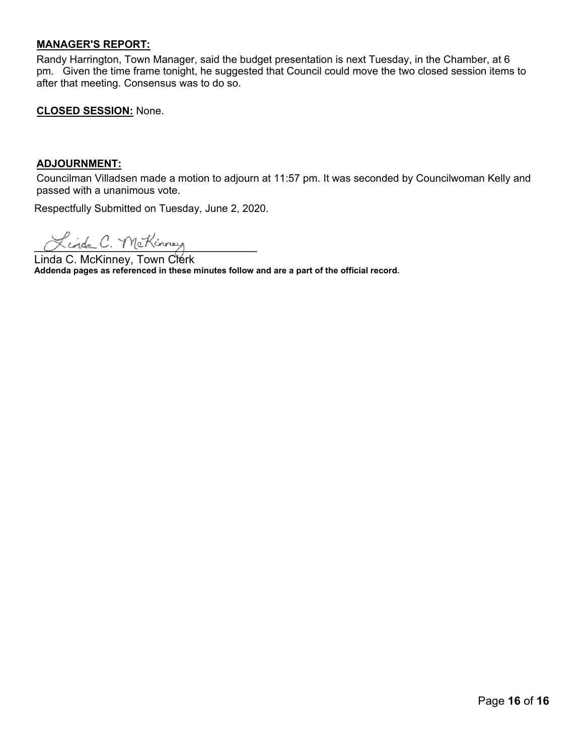**MANAGER'S REPORT:**

Randy Harrington, Town Manager, said the budget presentation is next Tuesday, in the Chamber, at 6 pm. Given the time frame tonight, he suggested that Council could move the two closed session items to after that meeting. Consensus was to do so.

**CLOSED SESSION:** None.

**ADJOURNMENT:**

Councilman Villadsen made a motion to adjourn at 11:57 pm. It was seconded by Councilwoman Kelly and passed with a unanimous vote.

Respectfully Submitted on Tuesday, June 2, 2020.

Linda C. McKinney

\_\_\_\_\_\_\_\_\_\_\_\_\_\_\_\_\_\_\_\_\_\_\_\_\_\_\_\_\_\_\_\_\_\_\_\_

Linda C. McKinney, Town Clerk

**Addenda pages as referenced in these minutes follow and are a part of the official record.**